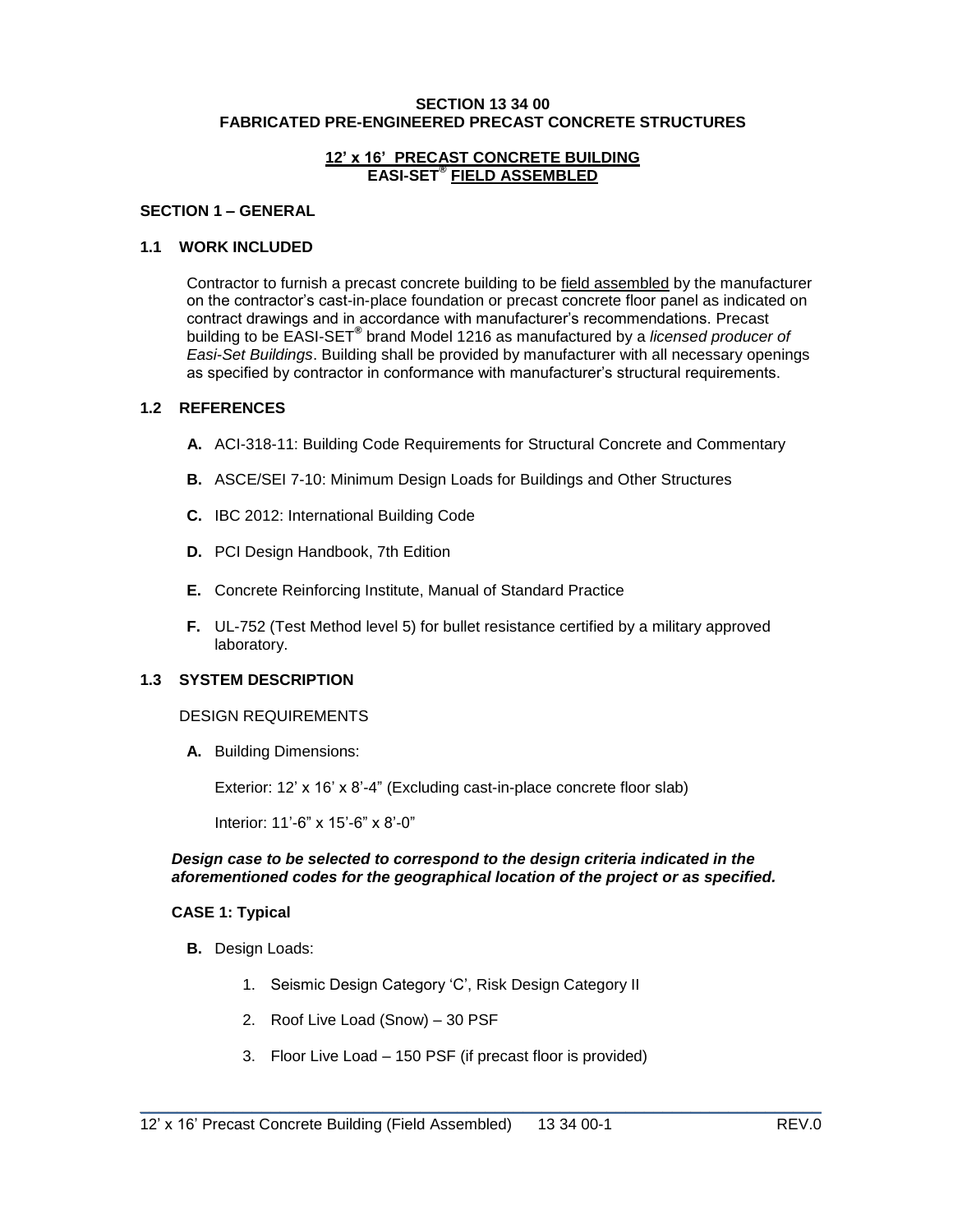# SECTION 13 34 00
# FABRICATED PRE-ENGINEERED PRECAST CONCRETE STRUCTURES

## 12' x 16' PRECAST CONCRETE BUILDING
## EASI-SET® FIELD ASSEMBLED

## SECTION 1 – GENERAL

### 1.1 WORK INCLUDED

Contractor to furnish a precast concrete building to be field assembled by the manufacturer on the contractor's cast-in-place foundation or precast concrete floor panel as indicated on contract drawings and in accordance with manufacturer's recommendations. Precast building to be EASI-SET® brand Model 1216 as manufactured by a *licensed producer of Easi-Set Buildings*. Building shall be provided by manufacturer with all necessary openings as specified by contractor in conformance with manufacturer's structural requirements.

### 1.2 REFERENCES

**A.** ACI-318-11: Building Code Requirements for Structural Concrete and Commentary

**B.** ASCE/SEI 7-10: Minimum Design Loads for Buildings and Other Structures

**C.** IBC 2012: International Building Code

**D.** PCI Design Handbook, 7th Edition

**E.** Concrete Reinforcing Institute, Manual of Standard Practice

**F.** UL-752 (Test Method level 5) for bullet resistance certified by a military approved laboratory.

### 1.3 SYSTEM DESCRIPTION

DESIGN REQUIREMENTS

**A.** Building Dimensions:

Exterior: 12' x 16' x 8'-4" (Excluding cast-in-place concrete floor slab)

Interior: 11'-6" x 15'-6" x 8'-0"

***Design case to be selected to correspond to the design criteria indicated in the aforementioned codes for the geographical location of the project or as specified.***

**CASE 1: Typical**

**B.** Design Loads:

1. Seismic Design Category 'C', Risk Design Category II
2. Roof Live Load (Snow) – 30 PSF
3. Floor Live Load – 150 PSF (if precast floor is provided)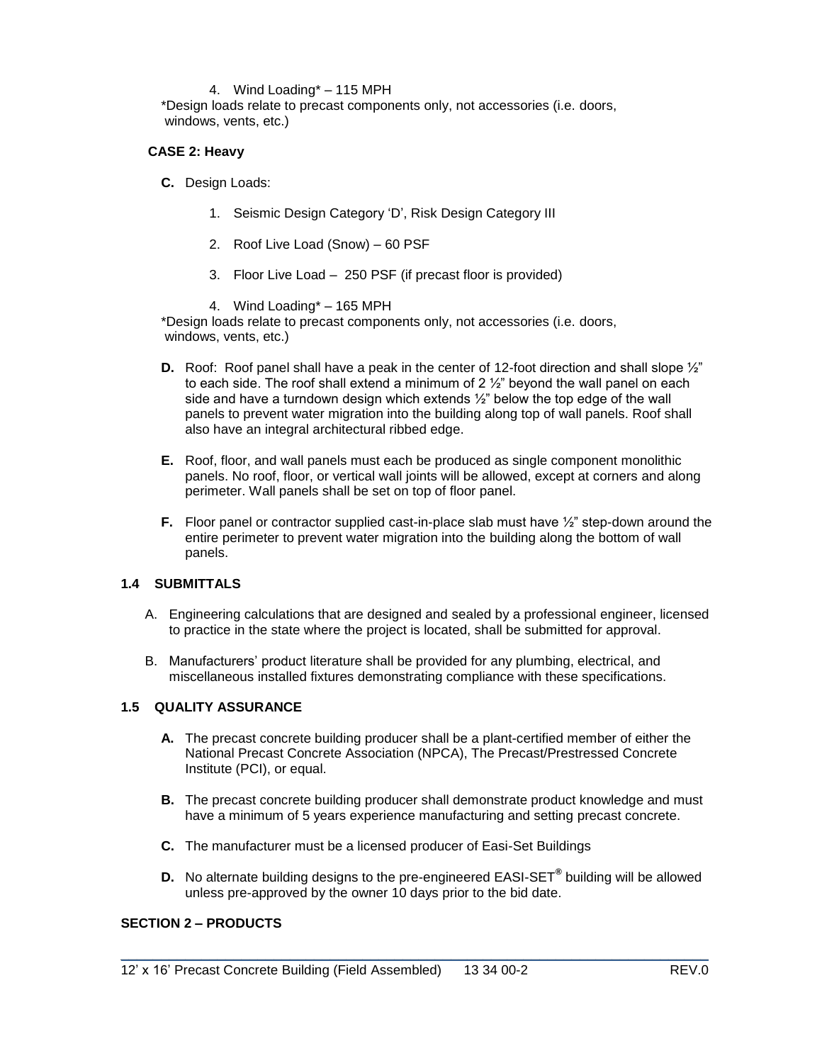4. Wind Loading* – 115 MPH

*Design loads relate to precast components only, not accessories (i.e. doors, windows, vents, etc.)

**CASE 2: Heavy**

**C.** Design Loads:

1. Seismic Design Category 'D', Risk Design Category III
2. Roof Live Load (Snow) – 60 PSF
3. Floor Live Load – 250 PSF (if precast floor is provided)
4. Wind Loading* – 165 MPH

*Design loads relate to precast components only, not accessories (i.e. doors, windows, vents, etc.)

**D.** Roof: Roof panel shall have a peak in the center of 12-foot direction and shall slope ½" to each side. The roof shall extend a minimum of 2 ½" beyond the wall panel on each side and have a turndown design which extends ½" below the top edge of the wall panels to prevent water migration into the building along top of wall panels. Roof shall also have an integral architectural ribbed edge.

**E.** Roof, floor, and wall panels must each be produced as single component monolithic panels. No roof, floor, or vertical wall joints will be allowed, except at corners and along perimeter. Wall panels shall be set on top of floor panel.

**F.** Floor panel or contractor supplied cast-in-place slab must have ½" step-down around the entire perimeter to prevent water migration into the building along the bottom of wall panels.

### 1.4 SUBMITTALS

A. Engineering calculations that are designed and sealed by a professional engineer, licensed to practice in the state where the project is located, shall be submitted for approval.

B. Manufacturers' product literature shall be provided for any plumbing, electrical, and miscellaneous installed fixtures demonstrating compliance with these specifications.

### 1.5 QUALITY ASSURANCE

**A.** The precast concrete building producer shall be a plant-certified member of either the National Precast Concrete Association (NPCA), The Precast/Prestressed Concrete Institute (PCI), or equal.

**B.** The precast concrete building producer shall demonstrate product knowledge and must have a minimum of 5 years experience manufacturing and setting precast concrete.

**C.** The manufacturer must be a licensed producer of Easi-Set Buildings

**D.** No alternate building designs to the pre-engineered EASI-SET® building will be allowed unless pre-approved by the owner 10 days prior to the bid date.

## SECTION 2 – PRODUCTS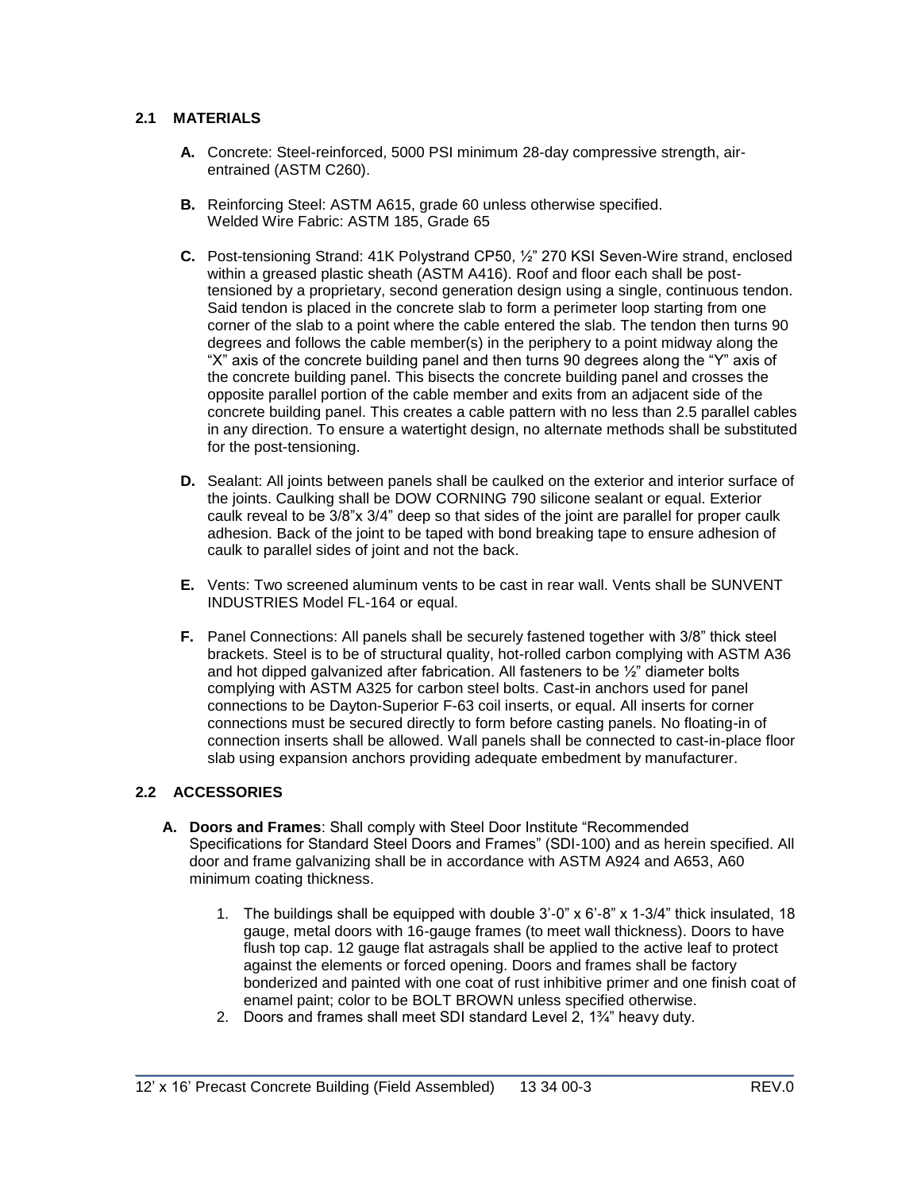## 2.1 MATERIALS

**A.** Concrete: Steel-reinforced, 5000 PSI minimum 28-day compressive strength, air-entrained (ASTM C260).

**B.** Reinforcing Steel: ASTM A615, grade 60 unless otherwise specified.
Welded Wire Fabric: ASTM 185, Grade 65

**C.** Post-tensioning Strand: 41K Polystrand CP50, ½" 270 KSI Seven-Wire strand, enclosed within a greased plastic sheath (ASTM A416). Roof and floor each shall be post-tensioned by a proprietary, second generation design using a single, continuous tendon. Said tendon is placed in the concrete slab to form a perimeter loop starting from one corner of the slab to a point where the cable entered the slab. The tendon then turns 90 degrees and follows the cable member(s) in the periphery to a point midway along the "X" axis of the concrete building panel and then turns 90 degrees along the "Y" axis of the concrete building panel. This bisects the concrete building panel and crosses the opposite parallel portion of the cable member and exits from an adjacent side of the concrete building panel. This creates a cable pattern with no less than 2.5 parallel cables in any direction. To ensure a watertight design, no alternate methods shall be substituted for the post-tensioning.

**D.** Sealant: All joints between panels shall be caulked on the exterior and interior surface of the joints. Caulking shall be DOW CORNING 790 silicone sealant or equal. Exterior caulk reveal to be 3/8"x 3/4" deep so that sides of the joint are parallel for proper caulk adhesion. Back of the joint to be taped with bond breaking tape to ensure adhesion of caulk to parallel sides of joint and not the back.

**E.** Vents: Two screened aluminum vents to be cast in rear wall. Vents shall be SUNVENT INDUSTRIES Model FL-164 or equal.

**F.** Panel Connections: All panels shall be securely fastened together with 3/8" thick steel brackets. Steel is to be of structural quality, hot-rolled carbon complying with ASTM A36 and hot dipped galvanized after fabrication. All fasteners to be ½" diameter bolts complying with ASTM A325 for carbon steel bolts. Cast-in anchors used for panel connections to be Dayton-Superior F-63 coil inserts, or equal. All inserts for corner connections must be secured directly to form before casting panels. No floating-in of connection inserts shall be allowed. Wall panels shall be connected to cast-in-place floor slab using expansion anchors providing adequate embedment by manufacturer.

## 2.2 ACCESSORIES

**A. Doors and Frames**: Shall comply with Steel Door Institute "Recommended Specifications for Standard Steel Doors and Frames" (SDI-100) and as herein specified. All door and frame galvanizing shall be in accordance with ASTM A924 and A653, A60 minimum coating thickness.

1. The buildings shall be equipped with double 3'-0" x 6'-8" x 1-3/4" thick insulated, 18 gauge, metal doors with 16-gauge frames (to meet wall thickness). Doors to have flush top cap. 12 gauge flat astragals shall be applied to the active leaf to protect against the elements or forced opening. Doors and frames shall be factory bonderized and painted with one coat of rust inhibitive primer and one finish coat of enamel paint; color to be BOLT BROWN unless specified otherwise.
2. Doors and frames shall meet SDI standard Level 2, 1¾" heavy duty.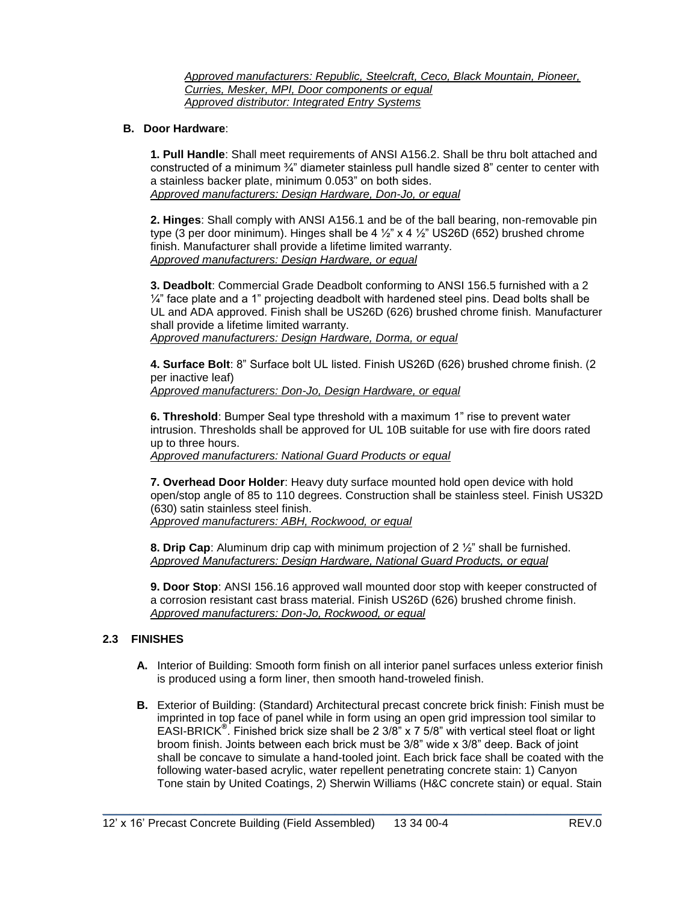*Approved manufacturers: Republic, Steelcraft, Ceco, Black Mountain, Pioneer, Curries, Mesker, MPI, Door components or equal*
*Approved distributor: Integrated Entry Systems*

**B. Door Hardware**:

**1. Pull Handle**: Shall meet requirements of ANSI A156.2. Shall be thru bolt attached and constructed of a minimum ¾" diameter stainless pull handle sized 8" center to center with a stainless backer plate, minimum 0.053" on both sides.
*Approved manufacturers: Design Hardware, Don-Jo, or equal*

**2. Hinges**: Shall comply with ANSI A156.1 and be of the ball bearing, non-removable pin type (3 per door minimum). Hinges shall be 4 ½" x 4 ½" US26D (652) brushed chrome finish. Manufacturer shall provide a lifetime limited warranty.
*Approved manufacturers: Design Hardware, or equal*

**3. Deadbolt**: Commercial Grade Deadbolt conforming to ANSI 156.5 furnished with a 2 ¼" face plate and a 1" projecting deadbolt with hardened steel pins. Dead bolts shall be UL and ADA approved. Finish shall be US26D (626) brushed chrome finish. Manufacturer shall provide a lifetime limited warranty.
*Approved manufacturers: Design Hardware, Dorma, or equal*

**4. Surface Bolt**: 8" Surface bolt UL listed. Finish US26D (626) brushed chrome finish. (2 per inactive leaf)
*Approved manufacturers: Don-Jo, Design Hardware, or equal*

**6. Threshold**: Bumper Seal type threshold with a maximum 1" rise to prevent water intrusion. Thresholds shall be approved for UL 10B suitable for use with fire doors rated up to three hours.
*Approved manufacturers: National Guard Products or equal*

**7. Overhead Door Holder**: Heavy duty surface mounted hold open device with hold open/stop angle of 85 to 110 degrees. Construction shall be stainless steel. Finish US32D (630) satin stainless steel finish.
*Approved manufacturers: ABH, Rockwood, or equal*

**8. Drip Cap**: Aluminum drip cap with minimum projection of 2 ½" shall be furnished.
*Approved Manufacturers: Design Hardware, National Guard Products, or equal*

**9. Door Stop**: ANSI 156.16 approved wall mounted door stop with keeper constructed of a corrosion resistant cast brass material. Finish US26D (626) brushed chrome finish.
*Approved manufacturers: Don-Jo, Rockwood, or equal*

## 2.3 FINISHES

**A.** Interior of Building: Smooth form finish on all interior panel surfaces unless exterior finish is produced using a form liner, then smooth hand-troweled finish.

**B.** Exterior of Building: (Standard) Architectural precast concrete brick finish: Finish must be imprinted in top face of panel while in form using an open grid impression tool similar to EASI-BRICK®. Finished brick size shall be 2 3/8" x 7 5/8" with vertical steel float or light broom finish. Joints between each brick must be 3/8" wide x 3/8" deep. Back of joint shall be concave to simulate a hand-tooled joint. Each brick face shall be coated with the following water-based acrylic, water repellent penetrating concrete stain: 1) Canyon Tone stain by United Coatings, 2) Sherwin Williams (H&C concrete stain) or equal. Stain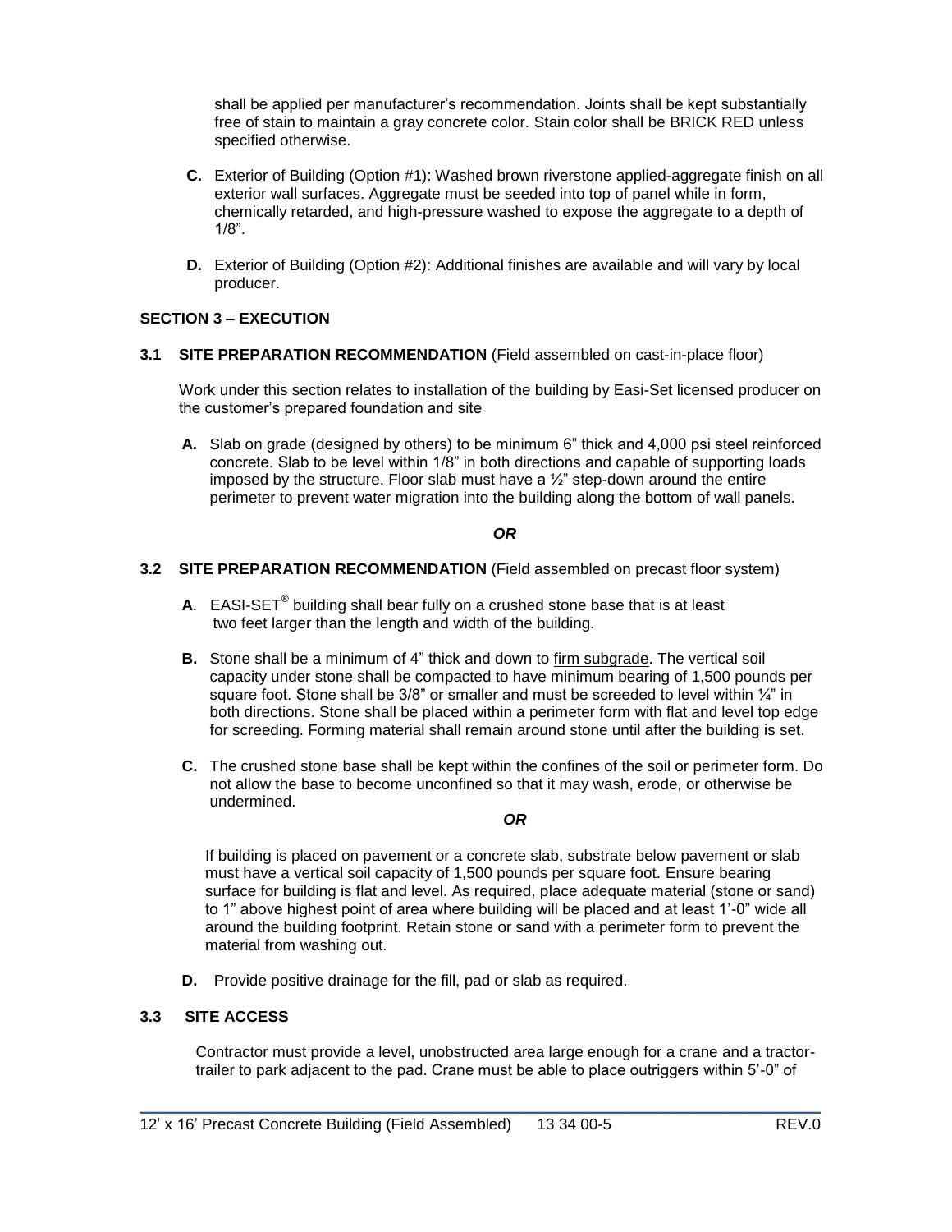shall be applied per manufacturer's recommendation. Joints shall be kept substantially free of stain to maintain a gray concrete color. Stain color shall be BRICK RED unless specified otherwise.

**C.** Exterior of Building (Option #1): Washed brown riverstone applied-aggregate finish on all exterior wall surfaces. Aggregate must be seeded into top of panel while in form, chemically retarded, and high-pressure washed to expose the aggregate to a depth of 1/8".

**D.** Exterior of Building (Option #2): Additional finishes are available and will vary by local producer.

## SECTION 3 – EXECUTION

### 3.1 SITE PREPARATION RECOMMENDATION (Field assembled on cast-in-place floor)

Work under this section relates to installation of the building by Easi-Set licensed producer on the customer's prepared foundation and site

**A.** Slab on grade (designed by others) to be minimum 6" thick and 4,000 psi steel reinforced concrete. Slab to be level within 1/8" in both directions and capable of supporting loads imposed by the structure. Floor slab must have a ½" step-down around the entire perimeter to prevent water migration into the building along the bottom of wall panels.

***OR***

### 3.2 SITE PREPARATION RECOMMENDATION (Field assembled on precast floor system)

**A**. EASI-SET® building shall bear fully on a crushed stone base that is at least two feet larger than the length and width of the building.

**B.** Stone shall be a minimum of 4" thick and down to firm subgrade. The vertical soil capacity under stone shall be compacted to have minimum bearing of 1,500 pounds per square foot. Stone shall be 3/8" or smaller and must be screeded to level within ¼" in both directions. Stone shall be placed within a perimeter form with flat and level top edge for screeding. Forming material shall remain around stone until after the building is set.

**C.** The crushed stone base shall be kept within the confines of the soil or perimeter form. Do not allow the base to become unconfined so that it may wash, erode, or otherwise be undermined.

***OR***

If building is placed on pavement or a concrete slab, substrate below pavement or slab must have a vertical soil capacity of 1,500 pounds per square foot. Ensure bearing surface for building is flat and level. As required, place adequate material (stone or sand) to 1" above highest point of area where building will be placed and at least 1'-0" wide all around the building footprint. Retain stone or sand with a perimeter form to prevent the material from washing out.

**D.** Provide positive drainage for the fill, pad or slab as required.

### 3.3 SITE ACCESS

Contractor must provide a level, unobstructed area large enough for a crane and a tractor-trailer to park adjacent to the pad. Crane must be able to place outriggers within 5'-0" of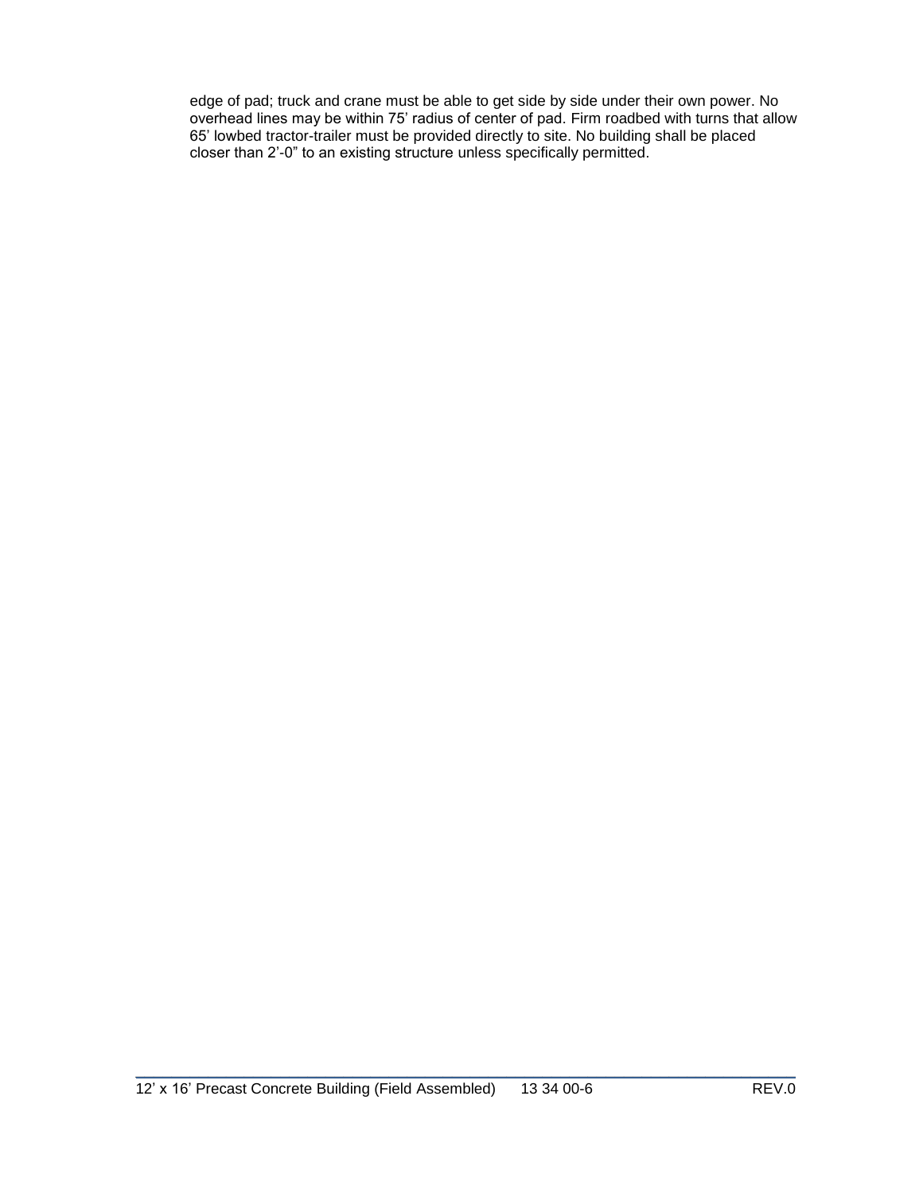edge of pad; truck and crane must be able to get side by side under their own power. No overhead lines may be within 75’ radius of center of pad. Firm roadbed with turns that allow 65’ lowbed tractor-trailer must be provided directly to site. No building shall be placed closer than 2’-0” to an existing structure unless specifically permitted.